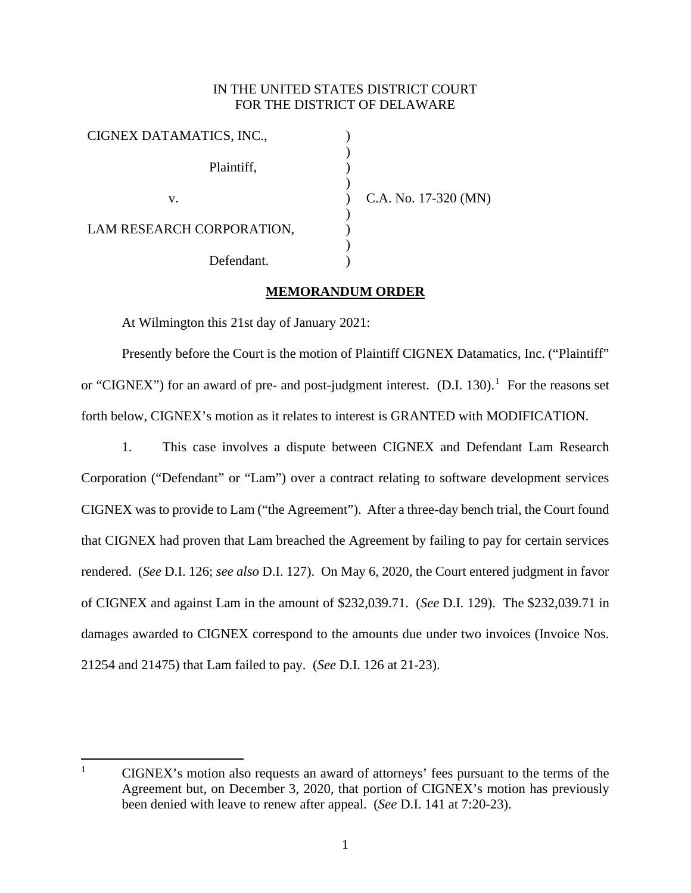IN THE UNITED STATES DISTRICT COURT
FOR THE DISTRICT OF DELAWARE

| | | |
|---|---|---|
| CIGNEX DATAMATICS, INC., | ) | |
| Plaintiff, | ) | |
| v. | ) | C.A. No. 17-320 (MN) |
| LAM RESEARCH CORPORATION, | ) | |
| Defendant. | ) | |

**MEMORANDUM ORDER**

At Wilmington this 21st day of January 2021:

Presently before the Court is the motion of Plaintiff CIGNEX Datamatics, Inc. ("Plaintiff" or "CIGNEX") for an award of pre- and post-judgment interest. (D.I. 130).[1] For the reasons set forth below, CIGNEX's motion as it relates to interest is GRANTED with MODIFICATION.

1. This case involves a dispute between CIGNEX and Defendant Lam Research Corporation ("Defendant" or "Lam") over a contract relating to software development services CIGNEX was to provide to Lam ("the Agreement"). After a three-day bench trial, the Court found that CIGNEX had proven that Lam breached the Agreement by failing to pay for certain services rendered. (*See* D.I. 126; *see also* D.I. 127). On May 6, 2020, the Court entered judgment in favor of CIGNEX and against Lam in the amount of $232,039.71. (*See* D.I. 129). The $232,039.71 in damages awarded to CIGNEX correspond to the amounts due under two invoices (Invoice Nos. 21254 and 21475) that Lam failed to pay. (*See* D.I. 126 at 21-23).

---

[1] CIGNEX's motion also requests an award of attorneys' fees pursuant to the terms of the Agreement but, on December 3, 2020, that portion of CIGNEX's motion has previously been denied with leave to renew after appeal. (*See* D.I. 141 at 7:20-23).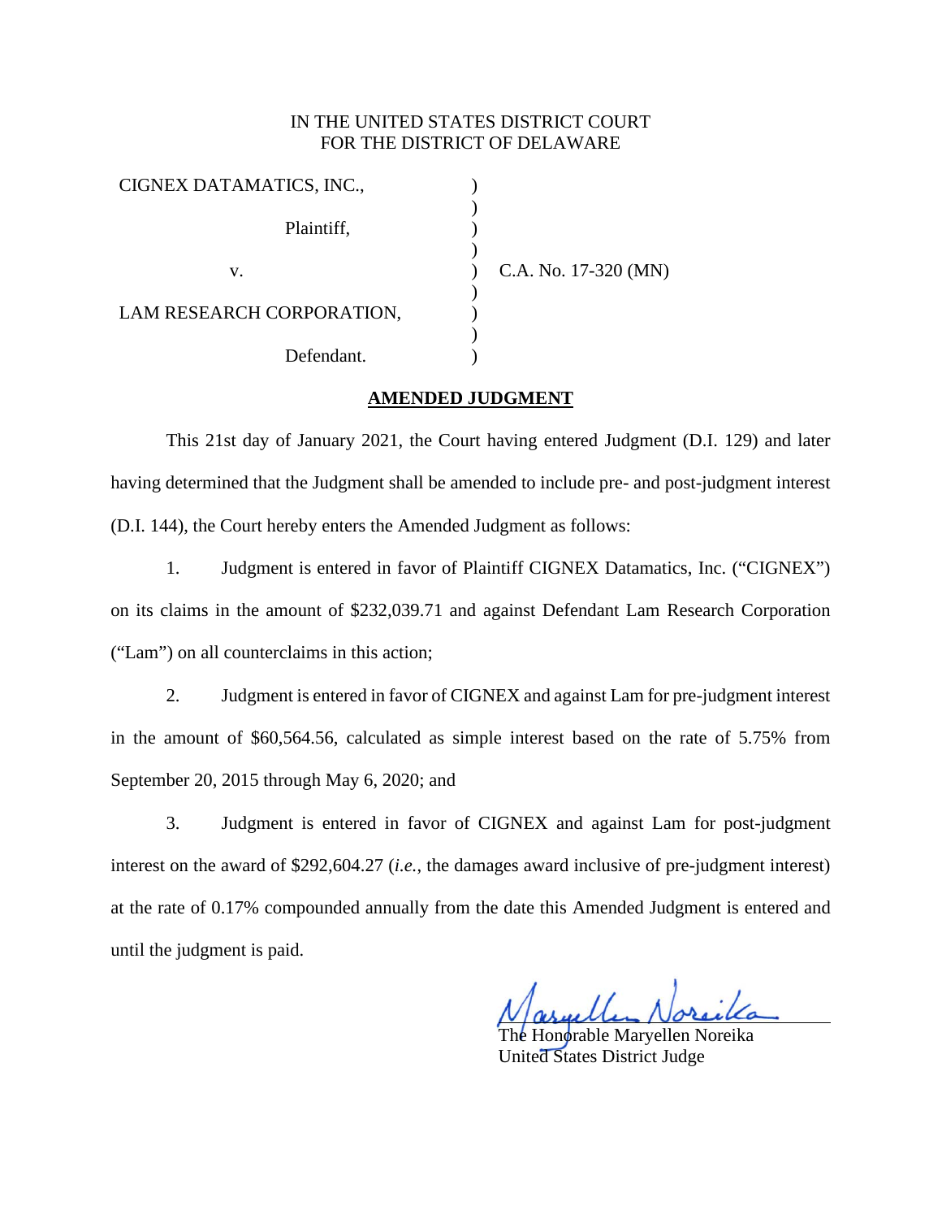IN THE UNITED STATES DISTRICT COURT
FOR THE DISTRICT OF DELAWARE

| | | |
|---|---|---|
| CIGNEX DATAMATICS, INC., | ) | |
| | ) | |
| Plaintiff, | ) | |
| | ) | |
| v. | ) | C.A. No. 17-320 (MN) |
| | ) | |
| LAM RESEARCH CORPORATION, | ) | |
| | ) | |
| Defendant. | ) | |

## **AMENDED JUDGMENT**

This 21st day of January 2021, the Court having entered Judgment (D.I. 129) and later having determined that the Judgment shall be amended to include pre- and post-judgment interest (D.I. 144), the Court hereby enters the Amended Judgment as follows:

1. Judgment is entered in favor of Plaintiff CIGNEX Datamatics, Inc. ("CIGNEX") on its claims in the amount of $232,039.71 and against Defendant Lam Research Corporation ("Lam") on all counterclaims in this action;

2. Judgment is entered in favor of CIGNEX and against Lam for pre-judgment interest in the amount of $60,564.56, calculated as simple interest based on the rate of 5.75% from September 20, 2015 through May 6, 2020; and

3. Judgment is entered in favor of CIGNEX and against Lam for post-judgment interest on the award of $292,604.27 (*i.e.*, the damages award inclusive of pre-judgment interest) at the rate of 0.17% compounded annually from the date this Amended Judgment is entered and until the judgment is paid.

The Honorable Maryellen Noreika
United States District Judge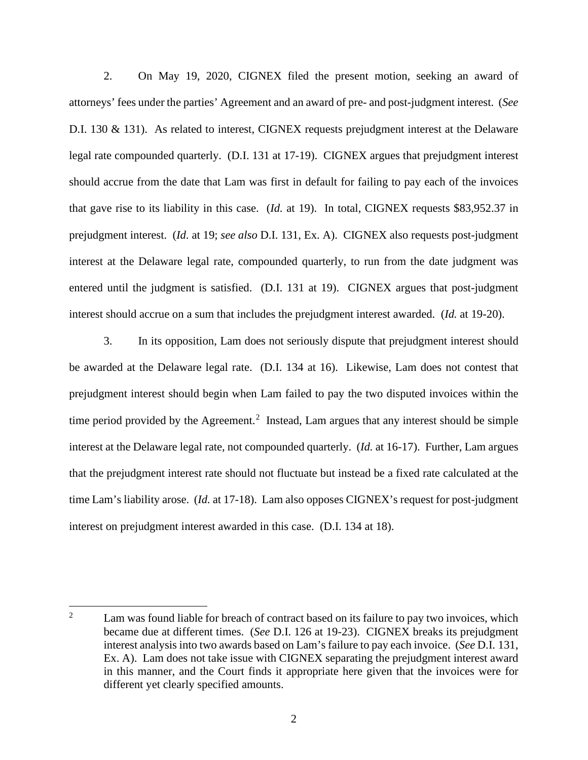2. On May 19, 2020, CIGNEX filed the present motion, seeking an award of attorneys' fees under the parties' Agreement and an award of pre- and post-judgment interest. (*See* D.I. 130 & 131). As related to interest, CIGNEX requests prejudgment interest at the Delaware legal rate compounded quarterly. (D.I. 131 at 17-19). CIGNEX argues that prejudgment interest should accrue from the date that Lam was first in default for failing to pay each of the invoices that gave rise to its liability in this case. (*Id.* at 19). In total, CIGNEX requests $83,952.37 in prejudgment interest. (*Id.* at 19; *see also* D.I. 131, Ex. A). CIGNEX also requests post-judgment interest at the Delaware legal rate, compounded quarterly, to run from the date judgment was entered until the judgment is satisfied. (D.I. 131 at 19). CIGNEX argues that post-judgment interest should accrue on a sum that includes the prejudgment interest awarded. (*Id.* at 19-20).

3. In its opposition, Lam does not seriously dispute that prejudgment interest should be awarded at the Delaware legal rate. (D.I. 134 at 16). Likewise, Lam does not contest that prejudgment interest should begin when Lam failed to pay the two disputed invoices within the time period provided by the Agreement.[2] Instead, Lam argues that any interest should be simple interest at the Delaware legal rate, not compounded quarterly. (*Id.* at 16-17). Further, Lam argues that the prejudgment interest rate should not fluctuate but instead be a fixed rate calculated at the time Lam's liability arose. (*Id.* at 17-18). Lam also opposes CIGNEX's request for post-judgment interest on prejudgment interest awarded in this case. (D.I. 134 at 18).

---

[2] Lam was found liable for breach of contract based on its failure to pay two invoices, which became due at different times. (*See* D.I. 126 at 19-23). CIGNEX breaks its prejudgment interest analysis into two awards based on Lam's failure to pay each invoice. (*See* D.I. 131, Ex. A). Lam does not take issue with CIGNEX separating the prejudgment interest award in this manner, and the Court finds it appropriate here given that the invoices were for different yet clearly specified amounts.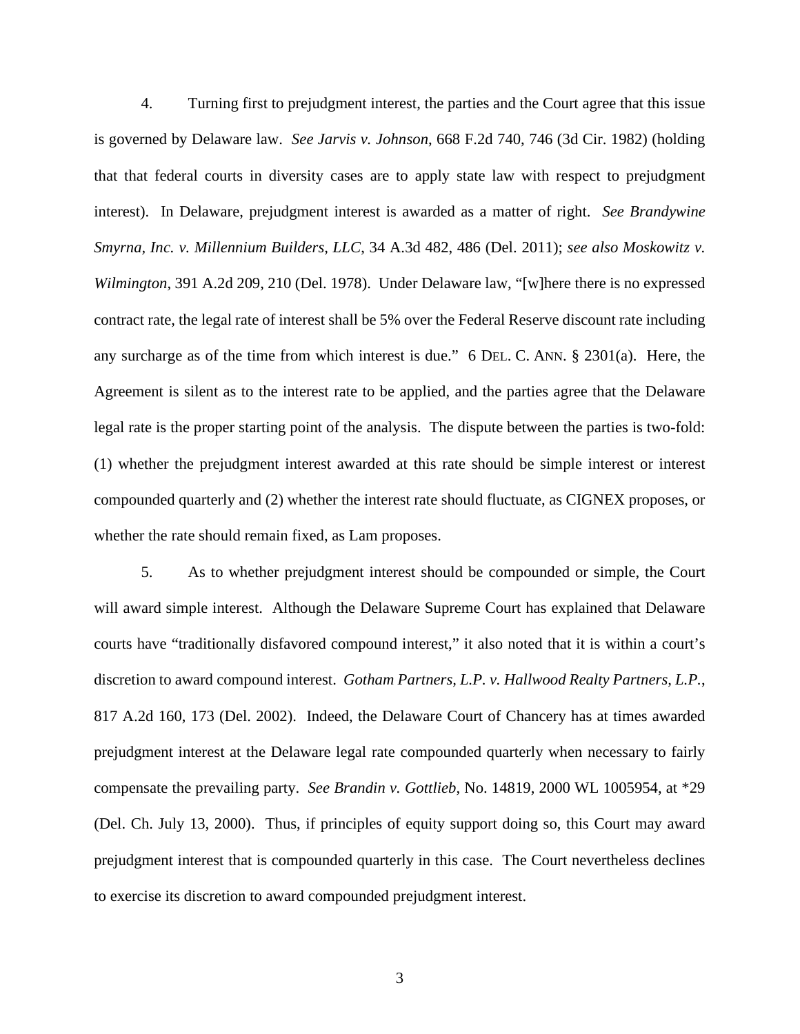4. Turning first to prejudgment interest, the parties and the Court agree that this issue is governed by Delaware law. *See Jarvis v. Johnson*, 668 F.2d 740, 746 (3d Cir. 1982) (holding that that federal courts in diversity cases are to apply state law with respect to prejudgment interest). In Delaware, prejudgment interest is awarded as a matter of right. *See Brandywine Smyrna, Inc. v. Millennium Builders, LLC*, 34 A.3d 482, 486 (Del. 2011); *see also Moskowitz v. Wilmington*, 391 A.2d 209, 210 (Del. 1978). Under Delaware law, "[w]here there is no expressed contract rate, the legal rate of interest shall be 5% over the Federal Reserve discount rate including any surcharge as of the time from which interest is due." 6 DEL. C. ANN. § 2301(a). Here, the Agreement is silent as to the interest rate to be applied, and the parties agree that the Delaware legal rate is the proper starting point of the analysis. The dispute between the parties is two-fold: (1) whether the prejudgment interest awarded at this rate should be simple interest or interest compounded quarterly and (2) whether the interest rate should fluctuate, as CIGNEX proposes, or whether the rate should remain fixed, as Lam proposes.

5. As to whether prejudgment interest should be compounded or simple, the Court will award simple interest. Although the Delaware Supreme Court has explained that Delaware courts have "traditionally disfavored compound interest," it also noted that it is within a court's discretion to award compound interest. *Gotham Partners, L.P. v. Hallwood Realty Partners, L.P.*, 817 A.2d 160, 173 (Del. 2002). Indeed, the Delaware Court of Chancery has at times awarded prejudgment interest at the Delaware legal rate compounded quarterly when necessary to fairly compensate the prevailing party. *See Brandin v. Gottlieb*, No. 14819, 2000 WL 1005954, at *29 (Del. Ch. July 13, 2000). Thus, if principles of equity support doing so, this Court may award prejudgment interest that is compounded quarterly in this case. The Court nevertheless declines to exercise its discretion to award compounded prejudgment interest.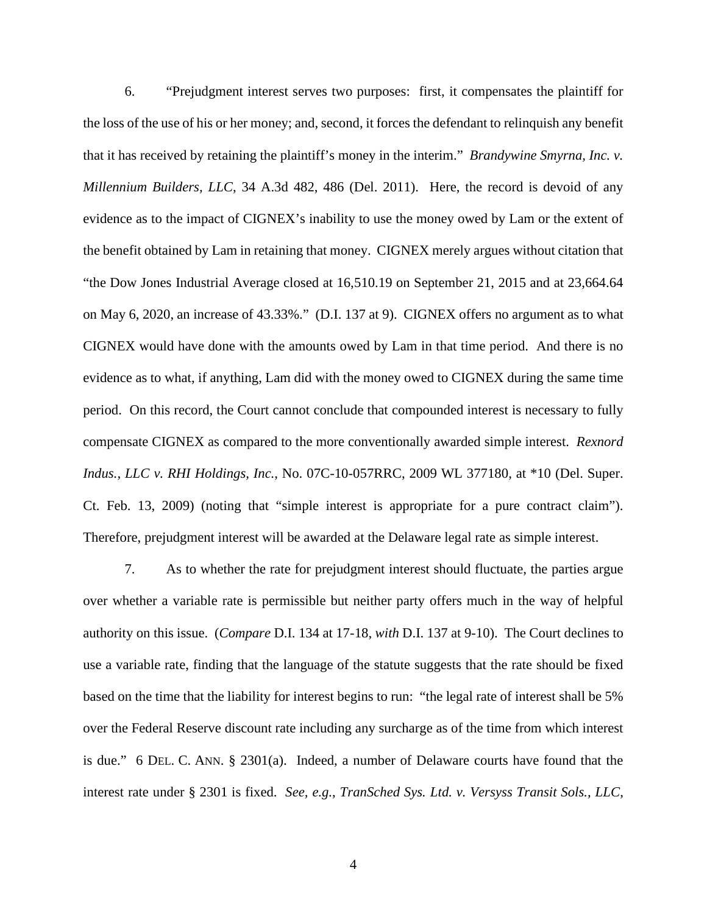6. "Prejudgment interest serves two purposes: first, it compensates the plaintiff for the loss of the use of his or her money; and, second, it forces the defendant to relinquish any benefit that it has received by retaining the plaintiff's money in the interim." *Brandywine Smyrna, Inc. v. Millennium Builders, LLC*, 34 A.3d 482, 486 (Del. 2011). Here, the record is devoid of any evidence as to the impact of CIGNEX's inability to use the money owed by Lam or the extent of the benefit obtained by Lam in retaining that money. CIGNEX merely argues without citation that "the Dow Jones Industrial Average closed at 16,510.19 on September 21, 2015 and at 23,664.64 on May 6, 2020, an increase of 43.33%." (D.I. 137 at 9). CIGNEX offers no argument as to what CIGNEX would have done with the amounts owed by Lam in that time period. And there is no evidence as to what, if anything, Lam did with the money owed to CIGNEX during the same time period. On this record, the Court cannot conclude that compounded interest is necessary to fully compensate CIGNEX as compared to the more conventionally awarded simple interest. *Rexnord Indus., LLC v. RHI Holdings, Inc.*, No. 07C-10-057RRC, 2009 WL 377180, at *10 (Del. Super. Ct. Feb. 13, 2009) (noting that "simple interest is appropriate for a pure contract claim"). Therefore, prejudgment interest will be awarded at the Delaware legal rate as simple interest.

7. As to whether the rate for prejudgment interest should fluctuate, the parties argue over whether a variable rate is permissible but neither party offers much in the way of helpful authority on this issue. (*Compare* D.I. 134 at 17-18, *with* D.I. 137 at 9-10). The Court declines to use a variable rate, finding that the language of the statute suggests that the rate should be fixed based on the time that the liability for interest begins to run: "the legal rate of interest shall be 5% over the Federal Reserve discount rate including any surcharge as of the time from which interest is due." 6 DEL. C. ANN. § 2301(a). Indeed, a number of Delaware courts have found that the interest rate under § 2301 is fixed. *See, e.g.*, *TranSched Sys. Ltd. v. Versyss Transit Sols., LLC*,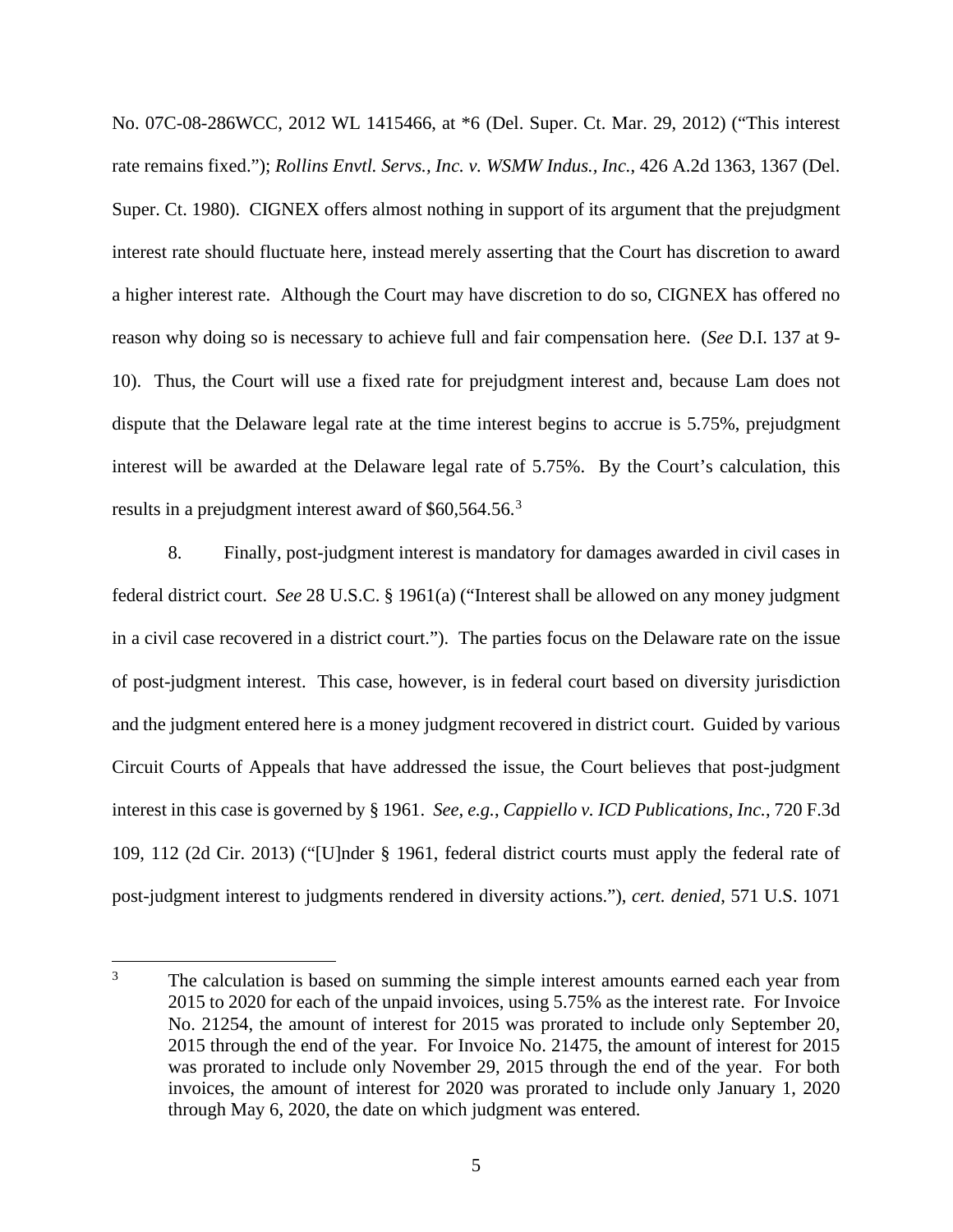No. 07C-08-286WCC, 2012 WL 1415466, at *6 (Del. Super. Ct. Mar. 29, 2012) ("This interest rate remains fixed."); *Rollins Envtl. Servs., Inc. v. WSMW Indus., Inc.*, 426 A.2d 1363, 1367 (Del. Super. Ct. 1980). CIGNEX offers almost nothing in support of its argument that the prejudgment interest rate should fluctuate here, instead merely asserting that the Court has discretion to award a higher interest rate. Although the Court may have discretion to do so, CIGNEX has offered no reason why doing so is necessary to achieve full and fair compensation here. (*See* D.I. 137 at 9-10). Thus, the Court will use a fixed rate for prejudgment interest and, because Lam does not dispute that the Delaware legal rate at the time interest begins to accrue is 5.75%, prejudgment interest will be awarded at the Delaware legal rate of 5.75%. By the Court's calculation, this results in a prejudgment interest award of $60,564.56.[3]

8. Finally, post-judgment interest is mandatory for damages awarded in civil cases in federal district court. *See* 28 U.S.C. § 1961(a) ("Interest shall be allowed on any money judgment in a civil case recovered in a district court."). The parties focus on the Delaware rate on the issue of post-judgment interest. This case, however, is in federal court based on diversity jurisdiction and the judgment entered here is a money judgment recovered in district court. Guided by various Circuit Courts of Appeals that have addressed the issue, the Court believes that post-judgment interest in this case is governed by § 1961. *See, e.g.*, *Cappiello v. ICD Publications, Inc.*, 720 F.3d 109, 112 (2d Cir. 2013) ("[U]nder § 1961, federal district courts must apply the federal rate of post-judgment interest to judgments rendered in diversity actions."), *cert. denied*, 571 U.S. 1071

[3] The calculation is based on summing the simple interest amounts earned each year from 2015 to 2020 for each of the unpaid invoices, using 5.75% as the interest rate. For Invoice No. 21254, the amount of interest for 2015 was prorated to include only September 20, 2015 through the end of the year. For Invoice No. 21475, the amount of interest for 2015 was prorated to include only November 29, 2015 through the end of the year. For both invoices, the amount of interest for 2020 was prorated to include only January 1, 2020 through May 6, 2020, the date on which judgment was entered.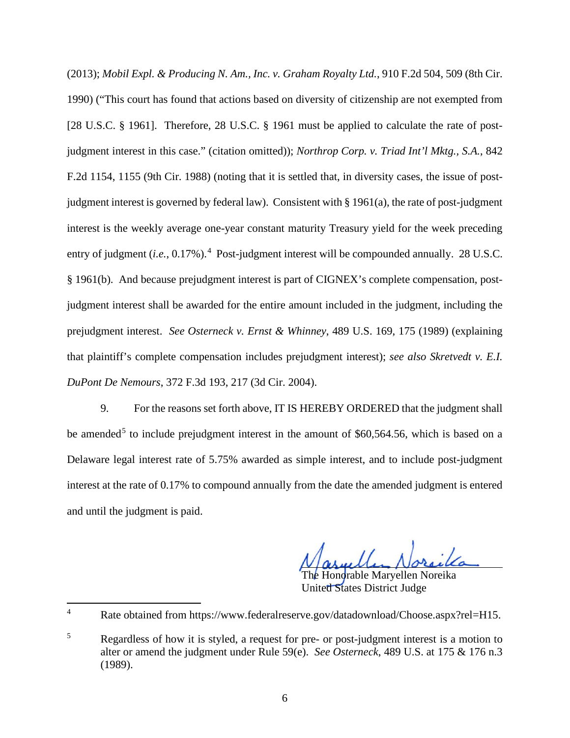(2013); *Mobil Expl. & Producing N. Am., Inc. v. Graham Royalty Ltd.*, 910 F.2d 504, 509 (8th Cir. 1990) ("This court has found that actions based on diversity of citizenship are not exempted from [28 U.S.C. § 1961]. Therefore, 28 U.S.C. § 1961 must be applied to calculate the rate of post-judgment interest in this case." (citation omitted)); *Northrop Corp. v. Triad Int'l Mktg., S.A.*, 842 F.2d 1154, 1155 (9th Cir. 1988) (noting that it is settled that, in diversity cases, the issue of post-judgment interest is governed by federal law). Consistent with § 1961(a), the rate of post-judgment interest is the weekly average one-year constant maturity Treasury yield for the week preceding entry of judgment (*i.e.*, 0.17%).[4] Post-judgment interest will be compounded annually. 28 U.S.C. § 1961(b). And because prejudgment interest is part of CIGNEX's complete compensation, post-judgment interest shall be awarded for the entire amount included in the judgment, including the prejudgment interest. *See Osterneck v. Ernst & Whinney*, 489 U.S. 169, 175 (1989) (explaining that plaintiff's complete compensation includes prejudgment interest); *see also Skretvedt v. E.I. DuPont De Nemours*, 372 F.3d 193, 217 (3d Cir. 2004).

9. For the reasons set forth above, IT IS HEREBY ORDERED that the judgment shall be amended[5] to include prejudgment interest in the amount of $60,564.56, which is based on a Delaware legal interest rate of 5.75% awarded as simple interest, and to include post-judgment interest at the rate of 0.17% to compound annually from the date the amended judgment is entered and until the judgment is paid.

The Honorable Maryellen Noreika
United States District Judge

[4] Rate obtained from https://www.federalreserve.gov/datadownload/Choose.aspx?rel=H15.

[5] Regardless of how it is styled, a request for pre- or post-judgment interest is a motion to alter or amend the judgment under Rule 59(e). *See Osterneck*, 489 U.S. at 175 & 176 n.3 (1989).